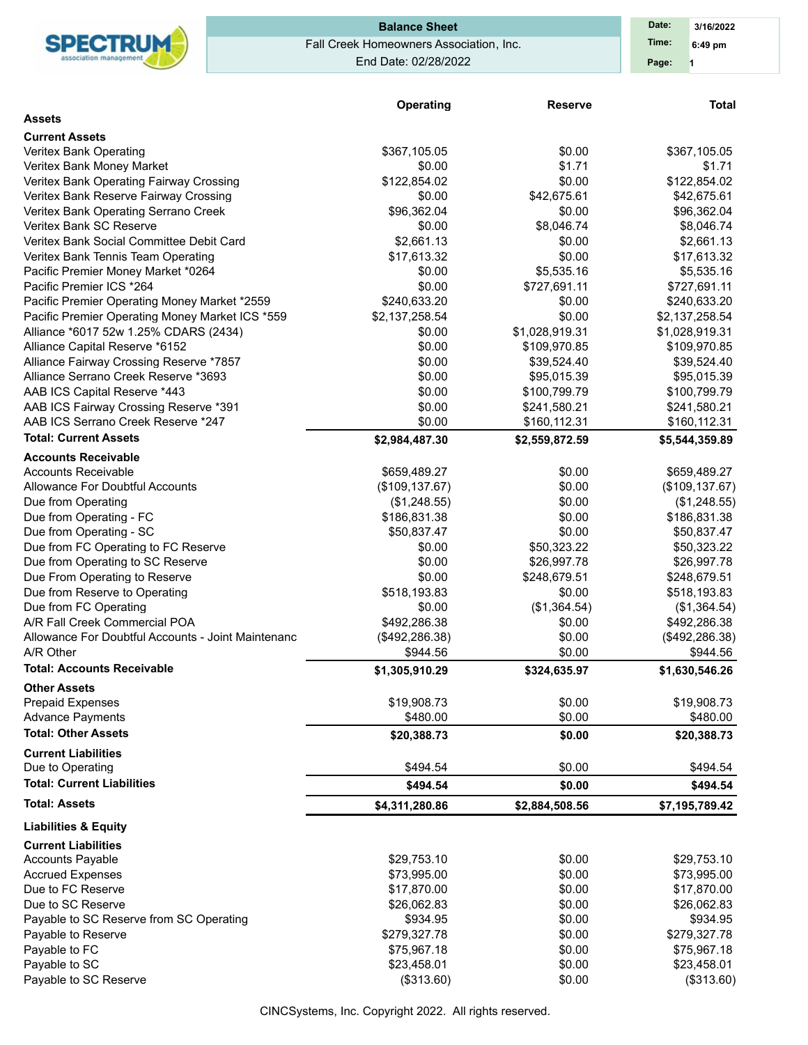SPECTRUM association management

**Balance Sheet**
Fall Creek Homeowners Association, Inc.
End Date: 02/28/2022

Date: 3/16/2022
Time: 6:49 pm
Page: 1

| | Operating | Reserve | Total |
|---|---|---|---|
| **Assets** | | | |
| **Current Assets** | | | |
| Veritex Bank Operating | $367,105.05 | $0.00 | $367,105.05 |
| Veritex Bank Money Market | $0.00 | $1.71 | $1.71 |
| Veritex Bank Operating Fairway Crossing | $122,854.02 | $0.00 | $122,854.02 |
| Veritex Bank Reserve Fairway Crossing | $0.00 | $42,675.61 | $42,675.61 |
| Veritex Bank Operating Serrano Creek | $96,362.04 | $0.00 | $96,362.04 |
| Veritex Bank SC Reserve | $0.00 | $8,046.74 | $8,046.74 |
| Veritex Bank Social Committee Debit Card | $2,661.13 | $0.00 | $2,661.13 |
| Veritex Bank Tennis Team Operating | $17,613.32 | $0.00 | $17,613.32 |
| Pacific Premier Money Market *0264 | $0.00 | $5,535.16 | $5,535.16 |
| Pacific Premier ICS *264 | $0.00 | $727,691.11 | $727,691.11 |
| Pacific Premier Operating Money Market *2559 | $240,633.20 | $0.00 | $240,633.20 |
| Pacific Premier Operating Money Market ICS *559 | $2,137,258.54 | $0.00 | $2,137,258.54 |
| Alliance *6017 52w 1.25% CDARS (2434) | $0.00 | $1,028,919.31 | $1,028,919.31 |
| Alliance Capital Reserve *6152 | $0.00 | $109,970.85 | $109,970.85 |
| Alliance Fairway Crossing Reserve *7857 | $0.00 | $39,524.40 | $39,524.40 |
| Alliance Serrano Creek Reserve *3693 | $0.00 | $95,015.39 | $95,015.39 |
| AAB ICS Capital Reserve *443 | $0.00 | $100,799.79 | $100,799.79 |
| AAB ICS Fairway Crossing Reserve *391 | $0.00 | $241,580.21 | $241,580.21 |
| AAB ICS Serrano Creek Reserve *247 | $0.00 | $160,112.31 | $160,112.31 |
| **Total: Current Assets** | **$2,984,487.30** | **$2,559,872.59** | **$5,544,359.89** |
| **Accounts Receivable** | | | |
| Accounts Receivable | $659,489.27 | $0.00 | $659,489.27 |
| Allowance For Doubtful Accounts | ($109,137.67) | $0.00 | ($109,137.67) |
| Due from Operating | ($1,248.55) | $0.00 | ($1,248.55) |
| Due from Operating - FC | $186,831.38 | $0.00 | $186,831.38 |
| Due from Operating - SC | $50,837.47 | $0.00 | $50,837.47 |
| Due from FC Operating to FC Reserve | $0.00 | $50,323.22 | $50,323.22 |
| Due from Operating to SC Reserve | $0.00 | $26,997.78 | $26,997.78 |
| Due From Operating to Reserve | $0.00 | $248,679.51 | $248,679.51 |
| Due from Reserve to Operating | $518,193.83 | $0.00 | $518,193.83 |
| Due from FC Operating | $0.00 | ($1,364.54) | ($1,364.54) |
| A/R Fall Creek Commercial POA | $492,286.38 | $0.00 | $492,286.38 |
| Allowance For Doubtful Accounts - Joint Maintenanc | ($492,286.38) | $0.00 | ($492,286.38) |
| A/R Other | $944.56 | $0.00 | $944.56 |
| **Total: Accounts Receivable** | **$1,305,910.29** | **$324,635.97** | **$1,630,546.26** |
| **Other Assets** | | | |
| Prepaid Expenses | $19,908.73 | $0.00 | $19,908.73 |
| Advance Payments | $480.00 | $0.00 | $480.00 |
| **Total: Other Assets** | **$20,388.73** | **$0.00** | **$20,388.73** |
| **Current Liabilities** | | | |
| Due to Operating | $494.54 | $0.00 | $494.54 |
| **Total: Current Liabilities** | **$494.54** | **$0.00** | **$494.54** |
| **Total: Assets** | **$4,311,280.86** | **$2,884,508.56** | **$7,195,789.42** |
| **Liabilities & Equity** | | | |
| **Current Liabilities** | | | |
| Accounts Payable | $29,753.10 | $0.00 | $29,753.10 |
| Accrued Expenses | $73,995.00 | $0.00 | $73,995.00 |
| Due to FC Reserve | $17,870.00 | $0.00 | $17,870.00 |
| Due to SC Reserve | $26,062.83 | $0.00 | $26,062.83 |
| Payable to SC Reserve from SC Operating | $934.95 | $0.00 | $934.95 |
| Payable to Reserve | $279,327.78 | $0.00 | $279,327.78 |
| Payable to FC | $75,967.18 | $0.00 | $75,967.18 |
| Payable to SC | $23,458.01 | $0.00 | $23,458.01 |
| Payable to SC Reserve | ($313.60) | $0.00 | ($313.60) |

CINCSystems, Inc. Copyright 2022. All rights reserved.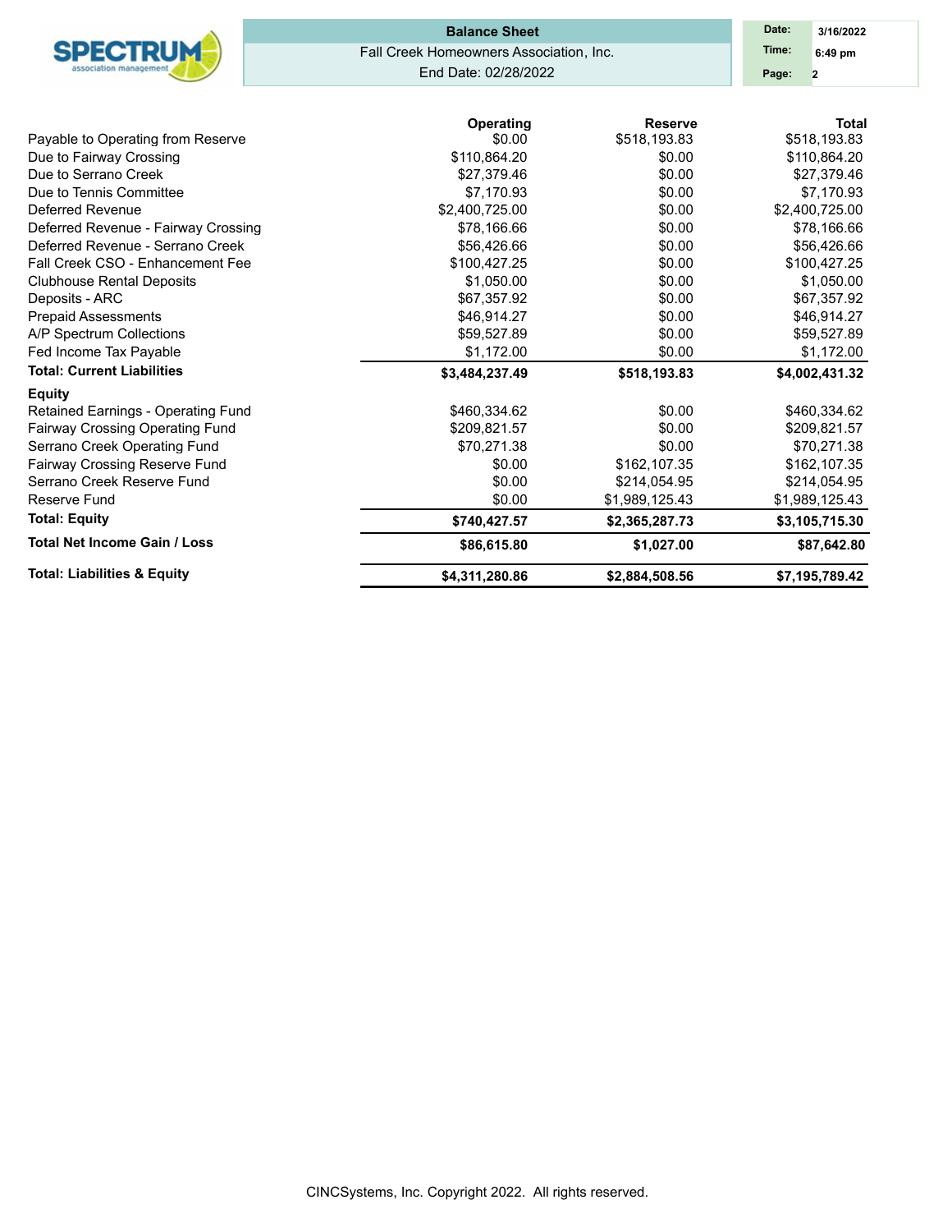**Balance Sheet**

Fall Creek Homeowners Association, Inc.

End Date: 02/28/2022

| | Operating | Reserve | Total |
|---|---|---|---|
| Payable to Operating from Reserve | $0.00 | $518,193.83 | $518,193.83 |
| Due to Fairway Crossing | $110,864.20 | $0.00 | $110,864.20 |
| Due to Serrano Creek | $27,379.46 | $0.00 | $27,379.46 |
| Due to Tennis Committee | $7,170.93 | $0.00 | $7,170.93 |
| Deferred Revenue | $2,400,725.00 | $0.00 | $2,400,725.00 |
| Deferred Revenue - Fairway Crossing | $78,166.66 | $0.00 | $78,166.66 |
| Deferred Revenue - Serrano Creek | $56,426.66 | $0.00 | $56,426.66 |
| Fall Creek CSO - Enhancement Fee | $100,427.25 | $0.00 | $100,427.25 |
| Clubhouse Rental Deposits | $1,050.00 | $0.00 | $1,050.00 |
| Deposits - ARC | $67,357.92 | $0.00 | $67,357.92 |
| Prepaid Assessments | $46,914.27 | $0.00 | $46,914.27 |
| A/P Spectrum Collections | $59,527.89 | $0.00 | $59,527.89 |
| Fed Income Tax Payable | $1,172.00 | $0.00 | $1,172.00 |
| **Total: Current Liabilities** | **$3,484,237.49** | **$518,193.83** | **$4,002,431.32** |
| **Equity** | | | |
| Retained Earnings - Operating Fund | $460,334.62 | $0.00 | $460,334.62 |
| Fairway Crossing Operating Fund | $209,821.57 | $0.00 | $209,821.57 |
| Serrano Creek Operating Fund | $70,271.38 | $0.00 | $70,271.38 |
| Fairway Crossing Reserve Fund | $0.00 | $162,107.35 | $162,107.35 |
| Serrano Creek Reserve Fund | $0.00 | $214,054.95 | $214,054.95 |
| Reserve Fund | $0.00 | $1,989,125.43 | $1,989,125.43 |
| **Total: Equity** | **$740,427.57** | **$2,365,287.73** | **$3,105,715.30** |
| **Total Net Income Gain / Loss** | **$86,615.80** | **$1,027.00** | **$87,642.80** |
| **Total: Liabilities & Equity** | **$4,311,280.86** | **$2,884,508.56** | **$7,195,789.42** |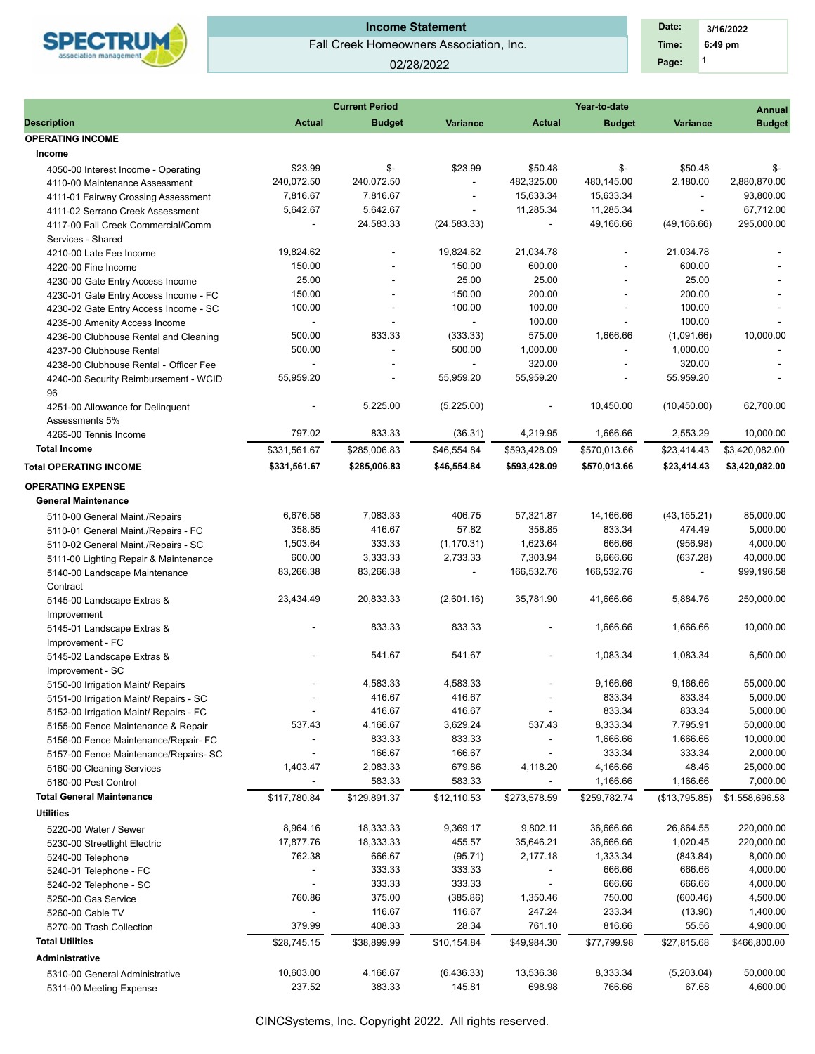# Income Statement

Fall Creek Homeowners Association, Inc.

02/28/2022

Date: 3/16/2022
Time: 6:49 pm
Page: 1

| Description | Current Period Actual | Current Period Budget | Current Period Variance | Year-to-date Actual | Year-to-date Budget | Year-to-date Variance | Annual Budget |
|---|---|---|---|---|---|---|---|
| **OPERATING INCOME** | | | | | | | |
| **Income** | | | | | | | |
| 4050-00 Interest Income - Operating | $23.99 | $- | $23.99 | $50.48 | $- | $50.48 | $- |
| 4110-00 Maintenance Assessment | 240,072.50 | 240,072.50 | - | 482,325.00 | 480,145.00 | 2,180.00 | 2,880,870.00 |
| 4111-01 Fairway Crossing Assessment | 7,816.67 | 7,816.67 | - | 15,633.34 | 15,633.34 | - | 93,800.00 |
| 4111-02 Serrano Creek Assessment | 5,642.67 | 5,642.67 | - | 11,285.34 | 11,285.34 | - | 67,712.00 |
| 4117-00 Fall Creek Commercial/Comm Services - Shared | - | 24,583.33 | (24,583.33) | - | 49,166.66 | (49,166.66) | 295,000.00 |
| 4210-00 Late Fee Income | 19,824.62 | - | 19,824.62 | 21,034.78 | - | 21,034.78 | - |
| 4220-00 Fine Income | 150.00 | - | 150.00 | 600.00 | - | 600.00 | - |
| 4230-00 Gate Entry Access Income | 25.00 | - | 25.00 | 25.00 | - | 25.00 | - |
| 4230-01 Gate Entry Access Income - FC | 150.00 | - | 150.00 | 200.00 | - | 200.00 | - |
| 4230-02 Gate Entry Access Income - SC | 100.00 | - | 100.00 | 100.00 | - | 100.00 | - |
| 4235-00 Amenity Access Income | - | - | - | 100.00 | - | 100.00 | - |
| 4236-00 Clubhouse Rental and Cleaning | 500.00 | 833.33 | (333.33) | 575.00 | 1,666.66 | (1,091.66) | 10,000.00 |
| 4237-00 Clubhouse Rental | 500.00 | - | 500.00 | 1,000.00 | - | 1,000.00 | - |
| 4238-00 Clubhouse Rental - Officer Fee | - | - | - | 320.00 | - | 320.00 | - |
| 4240-00 Security Reimbursement - WCID 96 | 55,959.20 | - | 55,959.20 | 55,959.20 | - | 55,959.20 | - |
| 4251-00 Allowance for Delinquent Assessments 5% | - | 5,225.00 | (5,225.00) | - | 10,450.00 | (10,450.00) | 62,700.00 |
| 4265-00 Tennis Income | 797.02 | 833.33 | (36.31) | 4,219.95 | 1,666.66 | 2,553.29 | 10,000.00 |
| **Total Income** | $331,561.67 | $285,006.83 | $46,554.84 | $593,428.09 | $570,013.66 | $23,414.43 | $3,420,082.00 |
| **Total OPERATING INCOME** | **$331,561.67** | **$285,006.83** | **$46,554.84** | **$593,428.09** | **$570,013.66** | **$23,414.43** | **$3,420,082.00** |
| **OPERATING EXPENSE** | | | | | | | |
| **General Maintenance** | | | | | | | |
| 5110-00 General Maint./Repairs | 6,676.58 | 7,083.33 | 406.75 | 57,321.87 | 14,166.66 | (43,155.21) | 85,000.00 |
| 5110-01 General Maint./Repairs - FC | 358.85 | 416.67 | 57.82 | 358.85 | 833.34 | 474.49 | 5,000.00 |
| 5110-02 General Maint./Repairs - SC | 1,503.64 | 333.33 | (1,170.31) | 1,623.64 | 666.66 | (956.98) | 4,000.00 |
| 5111-00 Lighting Repair & Maintenance | 600.00 | 3,333.33 | 2,733.33 | 7,303.94 | 6,666.66 | (637.28) | 40,000.00 |
| 5140-00 Landscape Maintenance Contract | 83,266.38 | 83,266.38 | - | 166,532.76 | 166,532.76 | - | 999,196.58 |
| 5145-00 Landscape Extras & Improvement | 23,434.49 | 20,833.33 | (2,601.16) | 35,781.90 | 41,666.66 | 5,884.76 | 250,000.00 |
| 5145-01 Landscape Extras & Improvement - FC | - | 833.33 | 833.33 | - | 1,666.66 | 1,666.66 | 10,000.00 |
| 5145-02 Landscape Extras & Improvement - SC | - | 541.67 | 541.67 | - | 1,083.34 | 1,083.34 | 6,500.00 |
| 5150-00 Irrigation Maint/ Repairs | - | 4,583.33 | 4,583.33 | - | 9,166.66 | 9,166.66 | 55,000.00 |
| 5151-00 Irrigation Maint/ Repairs - SC | - | 416.67 | 416.67 | - | 833.34 | 833.34 | 5,000.00 |
| 5152-00 Irrigation Maint/ Repairs - FC | - | 416.67 | 416.67 | - | 833.34 | 833.34 | 5,000.00 |
| 5155-00 Fence Maintenance & Repair | 537.43 | 4,166.67 | 3,629.24 | 537.43 | 8,333.34 | 7,795.91 | 50,000.00 |
| 5156-00 Fence Maintenance/Repair- FC | - | 833.33 | 833.33 | - | 1,666.66 | 1,666.66 | 10,000.00 |
| 5157-00 Fence Maintenance/Repairs- SC | - | 166.67 | 166.67 | - | 333.34 | 333.34 | 2,000.00 |
| 5160-00 Cleaning Services | 1,403.47 | 2,083.33 | 679.86 | 4,118.20 | 4,166.66 | 48.46 | 25,000.00 |
| 5180-00 Pest Control | - | 583.33 | 583.33 | - | 1,166.66 | 1,166.66 | 7,000.00 |
| **Total General Maintenance** | $117,780.84 | $129,891.37 | $12,110.53 | $273,578.59 | $259,782.74 | ($13,795.85) | $1,558,696.58 |
| **Utilities** | | | | | | | |
| 5220-00 Water / Sewer | 8,964.16 | 18,333.33 | 9,369.17 | 9,802.11 | 36,666.66 | 26,864.55 | 220,000.00 |
| 5230-00 Streetlight Electric | 17,877.76 | 18,333.33 | 455.57 | 35,646.21 | 36,666.66 | 1,020.45 | 220,000.00 |
| 5240-00 Telephone | 762.38 | 666.67 | (95.71) | 2,177.18 | 1,333.34 | (843.84) | 8,000.00 |
| 5240-01 Telephone - FC | - | 333.33 | 333.33 | - | 666.66 | 666.66 | 4,000.00 |
| 5240-02 Telephone - SC | - | 333.33 | 333.33 | - | 666.66 | 666.66 | 4,000.00 |
| 5250-00 Gas Service | 760.86 | 375.00 | (385.86) | 1,350.46 | 750.00 | (600.46) | 4,500.00 |
| 5260-00 Cable TV | - | 116.67 | 116.67 | 247.24 | 233.34 | (13.90) | 1,400.00 |
| 5270-00 Trash Collection | 379.99 | 408.33 | 28.34 | 761.10 | 816.66 | 55.56 | 4,900.00 |
| **Total Utilities** | $28,745.15 | $38,899.99 | $10,154.84 | $49,984.30 | $77,799.98 | $27,815.68 | $466,800.00 |
| **Administrative** | | | | | | | |
| 5310-00 General Administrative | 10,603.00 | 4,166.67 | (6,436.33) | 13,536.38 | 8,333.34 | (5,203.04) | 50,000.00 |
| 5311-00 Meeting Expense | 237.52 | 383.33 | 145.81 | 698.98 | 766.66 | 67.68 | 4,600.00 |

CINCSystems, Inc. Copyright 2022. All rights reserved.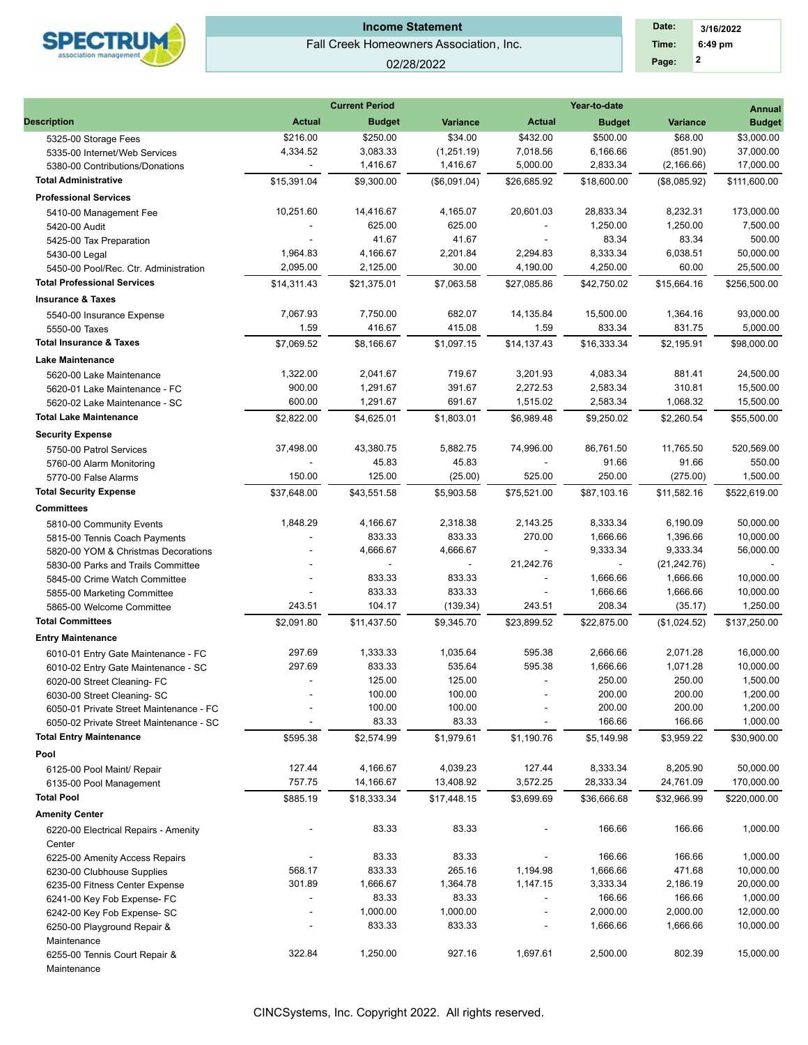# Income Statement

Fall Creek Homeowners Association, Inc.

02/28/2022

| Date: | 3/16/2022 |
|---|---|
| Time: | 6:49 pm |
| Page: | 2 |

| Description | Current Period Actual | Current Period Budget | Current Period Variance | Year-to-date Actual | Year-to-date Budget | Year-to-date Variance | Annual Budget |
|---|---|---|---|---|---|---|---|
| 5325-00 Storage Fees | $216.00 | $250.00 | $34.00 | $432.00 | $500.00 | $68.00 | $3,000.00 |
| 5335-00 Internet/Web Services | 4,334.52 | 3,083.33 | (1,251.19) | 7,018.56 | 6,166.66 | (851.90) | 37,000.00 |
| 5380-00 Contributions/Donations | - | 1,416.67 | 1,416.67 | 5,000.00 | 2,833.34 | (2,166.66) | 17,000.00 |
| **Total Administrative** | $15,391.04 | $9,300.00 | ($6,091.04) | $26,685.92 | $18,600.00 | ($8,085.92) | $111,600.00 |
| **Professional Services** | | | | | | | |
| 5410-00 Management Fee | 10,251.60 | 14,416.67 | 4,165.07 | 20,601.03 | 28,833.34 | 8,232.31 | 173,000.00 |
| 5420-00 Audit | - | 625.00 | 625.00 | - | 1,250.00 | 1,250.00 | 7,500.00 |
| 5425-00 Tax Preparation | - | 41.67 | 41.67 | - | 83.34 | 83.34 | 500.00 |
| 5430-00 Legal | 1,964.83 | 4,166.67 | 2,201.84 | 2,294.83 | 8,333.34 | 6,038.51 | 50,000.00 |
| 5450-00 Pool/Rec. Ctr. Administration | 2,095.00 | 2,125.00 | 30.00 | 4,190.00 | 4,250.00 | 60.00 | 25,500.00 |
| **Total Professional Services** | $14,311.43 | $21,375.01 | $7,063.58 | $27,085.86 | $42,750.02 | $15,664.16 | $256,500.00 |
| **Insurance & Taxes** | | | | | | | |
| 5540-00 Insurance Expense | 7,067.93 | 7,750.00 | 682.07 | 14,135.84 | 15,500.00 | 1,364.16 | 93,000.00 |
| 5550-00 Taxes | 1.59 | 416.67 | 415.08 | 1.59 | 833.34 | 831.75 | 5,000.00 |
| **Total Insurance & Taxes** | $7,069.52 | $8,166.67 | $1,097.15 | $14,137.43 | $16,333.34 | $2,195.91 | $98,000.00 |
| **Lake Maintenance** | | | | | | | |
| 5620-00 Lake Maintenance | 1,322.00 | 2,041.67 | 719.67 | 3,201.93 | 4,083.34 | 881.41 | 24,500.00 |
| 5620-01 Lake Maintenance - FC | 900.00 | 1,291.67 | 391.67 | 2,272.53 | 2,583.34 | 310.81 | 15,500.00 |
| 5620-02 Lake Maintenance - SC | 600.00 | 1,291.67 | 691.67 | 1,515.02 | 2,583.34 | 1,068.32 | 15,500.00 |
| **Total Lake Maintenance** | $2,822.00 | $4,625.01 | $1,803.01 | $6,989.48 | $9,250.02 | $2,260.54 | $55,500.00 |
| **Security Expense** | | | | | | | |
| 5750-00 Patrol Services | 37,498.00 | 43,380.75 | 5,882.75 | 74,996.00 | 86,761.50 | 11,765.50 | 520,569.00 |
| 5760-00 Alarm Monitoring | - | 45.83 | 45.83 | - | 91.66 | 91.66 | 550.00 |
| 5770-00 False Alarms | 150.00 | 125.00 | (25.00) | 525.00 | 250.00 | (275.00) | 1,500.00 |
| **Total Security Expense** | $37,648.00 | $43,551.58 | $5,903.58 | $75,521.00 | $87,103.16 | $11,582.16 | $522,619.00 |
| **Committees** | | | | | | | |
| 5810-00 Community Events | 1,848.29 | 4,166.67 | 2,318.38 | 2,143.25 | 8,333.34 | 6,190.09 | 50,000.00 |
| 5815-00 Tennis Coach Payments | - | 833.33 | 833.33 | 270.00 | 1,666.66 | 1,396.66 | 10,000.00 |
| 5820-00 YOM & Christmas Decorations | - | 4,666.67 | 4,666.67 | - | 9,333.34 | 9,333.34 | 56,000.00 |
| 5830-00 Parks and Trails Committee | - | - | - | 21,242.76 | - | (21,242.76) | - |
| 5845-00 Crime Watch Committee | - | 833.33 | 833.33 | - | 1,666.66 | 1,666.66 | 10,000.00 |
| 5855-00 Marketing Committee | - | 833.33 | 833.33 | - | 1,666.66 | 1,666.66 | 10,000.00 |
| 5865-00 Welcome Committee | 243.51 | 104.17 | (139.34) | 243.51 | 208.34 | (35.17) | 1,250.00 |
| **Total Committees** | $2,091.80 | $11,437.50 | $9,345.70 | $23,899.52 | $22,875.00 | ($1,024.52) | $137,250.00 |
| **Entry Maintenance** | | | | | | | |
| 6010-01 Entry Gate Maintenance - FC | 297.69 | 1,333.33 | 1,035.64 | 595.38 | 2,666.66 | 2,071.28 | 16,000.00 |
| 6010-02 Entry Gate Maintenance - SC | 297.69 | 833.33 | 535.64 | 595.38 | 1,666.66 | 1,071.28 | 10,000.00 |
| 6020-00 Street Cleaning- FC | - | 125.00 | 125.00 | - | 250.00 | 250.00 | 1,500.00 |
| 6030-00 Street Cleaning- SC | - | 100.00 | 100.00 | - | 200.00 | 200.00 | 1,200.00 |
| 6050-01 Private Street Maintenance - FC | - | 100.00 | 100.00 | - | 200.00 | 200.00 | 1,200.00 |
| 6050-02 Private Street Maintenance - SC | - | 83.33 | 83.33 | - | 166.66 | 166.66 | 1,000.00 |
| **Total Entry Maintenance** | $595.38 | $2,574.99 | $1,979.61 | $1,190.76 | $5,149.98 | $3,959.22 | $30,900.00 |
| **Pool** | | | | | | | |
| 6125-00 Pool Maint/ Repair | 127.44 | 4,166.67 | 4,039.23 | 127.44 | 8,333.34 | 8,205.90 | 50,000.00 |
| 6135-00 Pool Management | 757.75 | 14,166.67 | 13,408.92 | 3,572.25 | 28,333.34 | 24,761.09 | 170,000.00 |
| **Total Pool** | $885.19 | $18,333.34 | $17,448.15 | $3,699.69 | $36,666.68 | $32,966.99 | $220,000.00 |
| **Amenity Center** | | | | | | | |
| 6220-00 Electrical Repairs - Amenity Center | - | 83.33 | 83.33 | - | 166.66 | 166.66 | 1,000.00 |
| 6225-00 Amenity Access Repairs | - | 83.33 | 83.33 | - | 166.66 | 166.66 | 1,000.00 |
| 6230-00 Clubhouse Supplies | 568.17 | 833.33 | 265.16 | 1,194.98 | 1,666.66 | 471.68 | 10,000.00 |
| 6235-00 Fitness Center Expense | 301.89 | 1,666.67 | 1,364.78 | 1,147.15 | 3,333.34 | 2,186.19 | 20,000.00 |
| 6241-00 Key Fob Expense- FC | - | 83.33 | 83.33 | - | 166.66 | 166.66 | 1,000.00 |
| 6242-00 Key Fob Expense- SC | - | 1,000.00 | 1,000.00 | - | 2,000.00 | 2,000.00 | 12,000.00 |
| 6250-00 Playground Repair & Maintenance | - | 833.33 | 833.33 | - | 1,666.66 | 1,666.66 | 10,000.00 |
| 6255-00 Tennis Court Repair & Maintenance | 322.84 | 1,250.00 | 927.16 | 1,697.61 | 2,500.00 | 802.39 | 15,000.00 |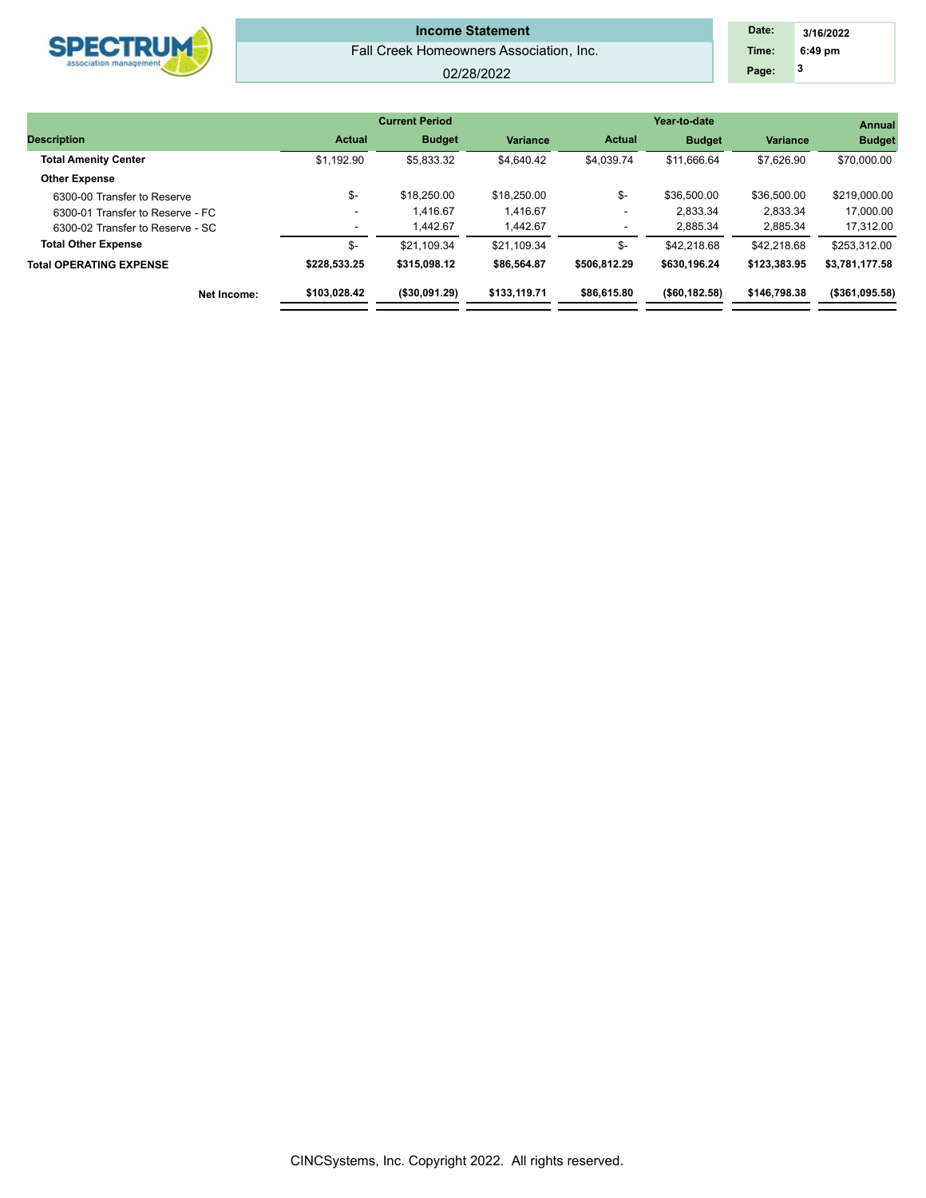# Income Statement

Fall Creek Homeowners Association, Inc.

02/28/2022

| Date: | 3/16/2022 |
|---|---|
| Time: | 6:49 pm |

| Description | Current Period Actual | Current Period Budget | Current Period Variance | Year-to-date Actual | Year-to-date Budget | Year-to-date Variance | Annual Budget |
|---|---|---|---|---|---|---|---|
| **Total Amenity Center** | $1,192.90 | $5,833.32 | $4,640.42 | $4,039.74 | $11,666.64 | $7,626.90 | $70,000.00 |
| **Other Expense** | | | | | | | |
| 6300-00 Transfer to Reserve | $- | $18,250.00 | $18,250.00 | $- | $36,500.00 | $36,500.00 | $219,000.00 |
| 6300-01 Transfer to Reserve - FC | - | 1,416.67 | 1,416.67 | - | 2,833.34 | 2,833.34 | 17,000.00 |
| 6300-02 Transfer to Reserve - SC | - | 1,442.67 | 1,442.67 | - | 2,885.34 | 2,885.34 | 17,312.00 |
| **Total Other Expense** | $- | $21,109.34 | $21,109.34 | $- | $42,218.68 | $42,218.68 | $253,312.00 |
| **Total OPERATING EXPENSE** | **$228,533.25** | **$315,098.12** | **$86,564.87** | **$506,812.29** | **$630,196.24** | **$123,383.95** | **$3,781,177.58** |
| **Net Income:** | **$103,028.42** | **($30,091.29)** | **$133,119.71** | **$86,615.80** | **($60,182.58)** | **$146,798.38** | **($361,095.58)** |

CINCSystems, Inc. Copyright 2022. All rights reserved.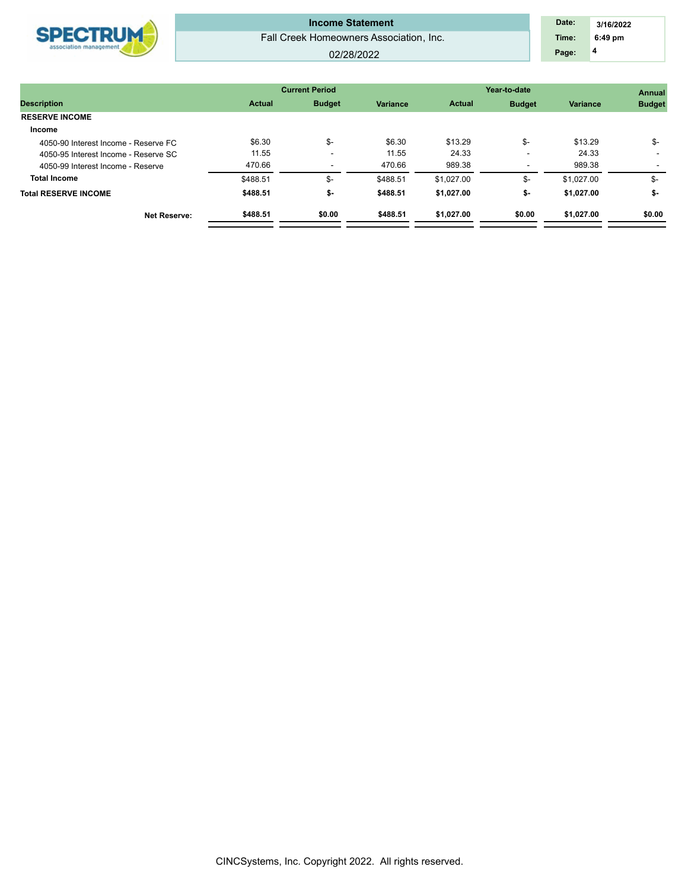# Income Statement

Fall Creek Homeowners Association, Inc.

02/28/2022

Date: 3/16/2022
Time: 6:49 pm
Page: 4

| Description | Current Period Actual | Current Period Budget | Current Period Variance | Year-to-date Actual | Year-to-date Budget | Year-to-date Variance | Annual Budget |
|---|---|---|---|---|---|---|---|
| **RESERVE INCOME** | | | | | | | |
| **Income** | | | | | | | |
| 4050-90 Interest Income - Reserve FC | $6.30 | $- | $6.30 | $13.29 | $- | $13.29 | $- |
| 4050-95 Interest Income - Reserve SC | 11.55 | - | 11.55 | 24.33 | - | 24.33 | - |
| 4050-99 Interest Income - Reserve | 470.66 | - | 470.66 | 989.38 | - | 989.38 | - |
| **Total Income** | $488.51 | $- | $488.51 | $1,027.00 | $- | $1,027.00 | $- |
| **Total RESERVE INCOME** | **$488.51** | **$-** | **$488.51** | **$1,027.00** | **$-** | **$1,027.00** | **$-** |
| **Net Reserve:** | **$488.51** | **$0.00** | **$488.51** | **$1,027.00** | **$0.00** | **$1,027.00** | **$0.00** |

CINCSystems, Inc. Copyright 2022. All rights reserved.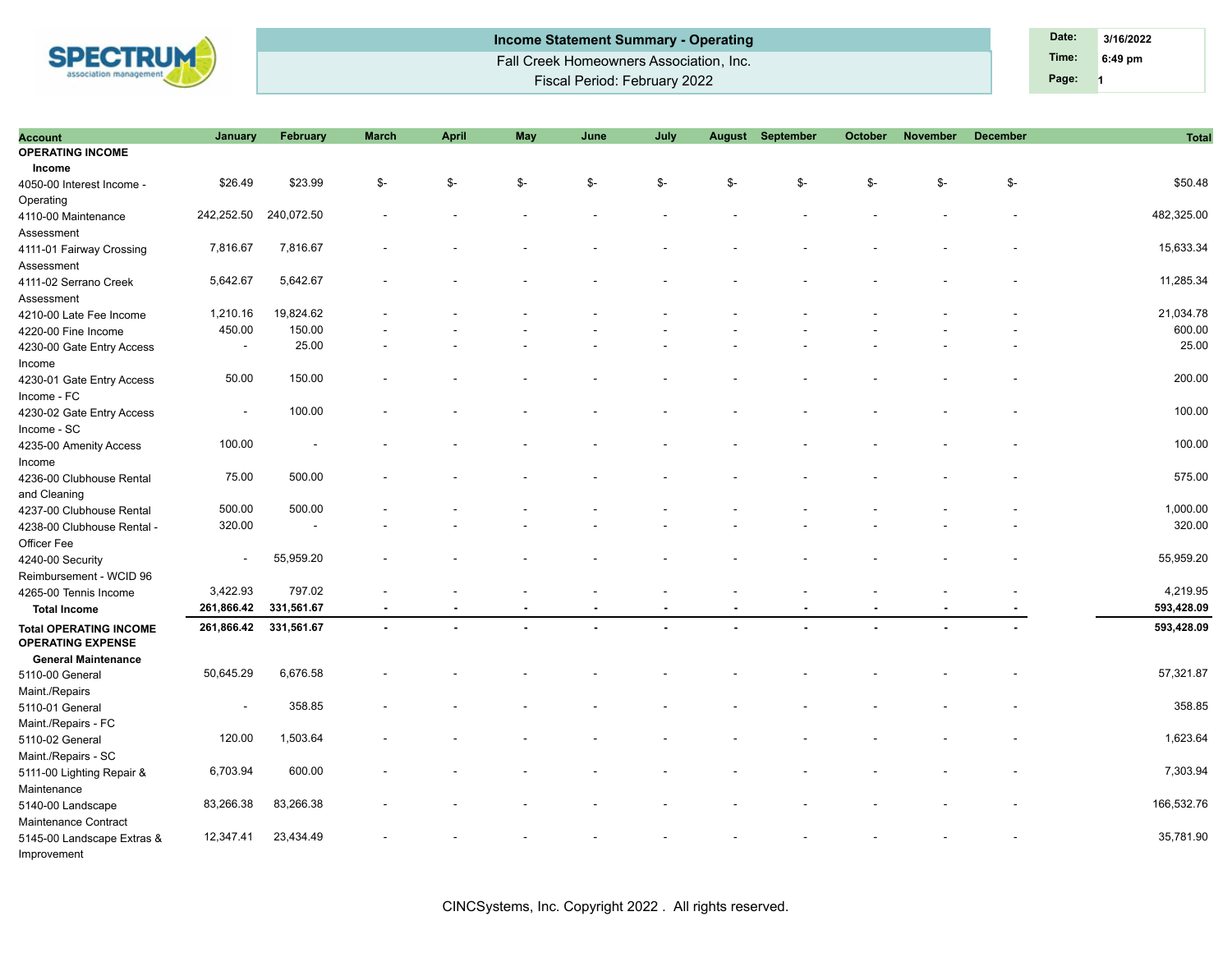**Income Statement Summary - Operating**

Fall Creek Homeowners Association, Inc.

Fiscal Period: February 2022

| Date: | 3/16/2022 |
|---|---|
| Time: | 6:49 pm |
| Page: | 1 |

| Account | January | February | March | April | May | June | July | August | September | October | November | December | Total |
|---|---|---|---|---|---|---|---|---|---|---|---|---|---|
| **OPERATING INCOME** | | | | | | | | | | | | | |
| **Income** | | | | | | | | | | | | | |
| 4050-00 Interest Income - Operating | $26.49 | $23.99 | $- | $- | $- | $- | $- | $- | $- | $- | $- | $- | $50.48 |
| 4110-00 Maintenance Assessment | 242,252.50 | 240,072.50 | - | - | - | - | - | - | - | - | - | - | 482,325.00 |
| 4111-01 Fairway Crossing Assessment | 7,816.67 | 7,816.67 | - | - | - | - | - | - | - | - | - | - | 15,633.34 |
| 4111-02 Serrano Creek Assessment | 5,642.67 | 5,642.67 | - | - | - | - | - | - | - | - | - | - | 11,285.34 |
| 4210-00 Late Fee Income | 1,210.16 | 19,824.62 | - | - | - | - | - | - | - | - | - | - | 21,034.78 |
| 4220-00 Fine Income | 450.00 | 150.00 | - | - | - | - | - | - | - | - | - | - | 600.00 |
| 4230-00 Gate Entry Access Income | - | 25.00 | - | - | - | - | - | - | - | - | - | - | 25.00 |
| 4230-01 Gate Entry Access Income - FC | 50.00 | 150.00 | - | - | - | - | - | - | - | - | - | - | 200.00 |
| 4230-02 Gate Entry Access Income - SC | - | 100.00 | - | - | - | - | - | - | - | - | - | - | 100.00 |
| 4235-00 Amenity Access Income | 100.00 | - | - | - | - | - | - | - | - | - | - | - | 100.00 |
| 4236-00 Clubhouse Rental and Cleaning | 75.00 | 500.00 | - | - | - | - | - | - | - | - | - | - | 575.00 |
| 4237-00 Clubhouse Rental | 500.00 | 500.00 | - | - | - | - | - | - | - | - | - | - | 1,000.00 |
| 4238-00 Clubhouse Rental - Officer Fee | 320.00 | - | - | - | - | - | - | - | - | - | - | - | 320.00 |
| 4240-00 Security Reimbursement - WCID 96 | - | 55,959.20 | - | - | - | - | - | - | - | - | - | - | 55,959.20 |
| 4265-00 Tennis Income | 3,422.93 | 797.02 | - | - | - | - | - | - | - | - | - | - | 4,219.95 |
| **Total Income** | **261,866.42** | **331,561.67** | **-** | **-** | **-** | **-** | **-** | **-** | **-** | **-** | **-** | **-** | **593,428.09** |
| **Total OPERATING INCOME** | **261,866.42** | **331,561.67** | **-** | **-** | **-** | **-** | **-** | **-** | **-** | **-** | **-** | **-** | **593,428.09** |
| **OPERATING EXPENSE** | | | | | | | | | | | | | |
| **General Maintenance** | | | | | | | | | | | | | |
| 5110-00 General Maint./Repairs | 50,645.29 | 6,676.58 | - | - | - | - | - | - | - | - | - | - | 57,321.87 |
| 5110-01 General Maint./Repairs - FC | - | 358.85 | - | - | - | - | - | - | - | - | - | - | 358.85 |
| 5110-02 General Maint./Repairs - SC | 120.00 | 1,503.64 | - | - | - | - | - | - | - | - | - | - | 1,623.64 |
| 5111-00 Lighting Repair & Maintenance | 6,703.94 | 600.00 | - | - | - | - | - | - | - | - | - | - | 7,303.94 |
| 5140-00 Landscape Maintenance Contract | 83,266.38 | 83,266.38 | - | - | - | - | - | - | - | - | - | - | 166,532.76 |
| 5145-00 Landscape Extras & Improvement | 12,347.41 | 23,434.49 | - | - | - | - | - | - | - | - | - | - | 35,781.90 |

CINCSystems, Inc. Copyright 2022 . All rights reserved.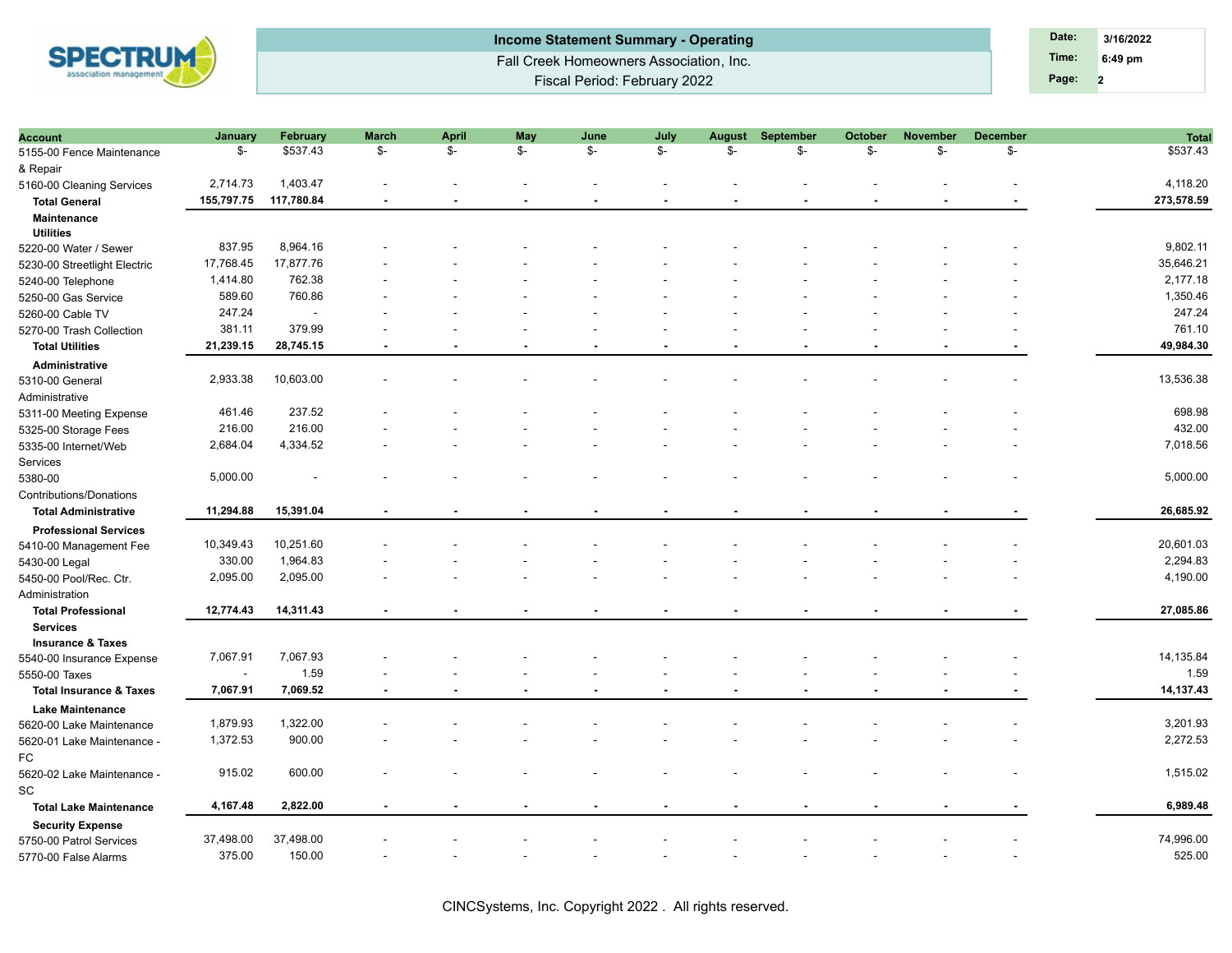# Income Statement Summary - Operating

Fall Creek Homeowners Association, Inc.

Fiscal Period: February 2022

| Date: | 3/16/2022 |
|---|---|
| Time: | 6:49 pm |

| Account | January | February | March | April | May | June | July | August | September | October | November | December | Total |
|---|---|---|---|---|---|---|---|---|---|---|---|---|---|
| 5155-00 Fence Maintenance & Repair | $- | $537.43 | $- | $- | $- | $- | $- | $- | $- | $- | $- | $- | $537.43 |
| 5160-00 Cleaning Services | 2,714.73 | 1,403.47 | - | - | - | - | - | - | - | - | - | - | 4,118.20 |
| **Total General Maintenance** | **155,797.75** | **117,780.84** | **-** | **-** | **-** | **-** | **-** | **-** | **-** | **-** | **-** | **-** | **273,578.59** |
| **Utilities** | | | | | | | | | | | | | |
| 5220-00 Water / Sewer | 837.95 | 8,964.16 | - | - | - | - | - | - | - | - | - | - | 9,802.11 |
| 5230-00 Streetlight Electric | 17,768.45 | 17,877.76 | - | - | - | - | - | - | - | - | - | - | 35,646.21 |
| 5240-00 Telephone | 1,414.80 | 762.38 | - | - | - | - | - | - | - | - | - | - | 2,177.18 |
| 5250-00 Gas Service | 589.60 | 760.86 | - | - | - | - | - | - | - | - | - | - | 1,350.46 |
| 5260-00 Cable TV | 247.24 | - | - | - | - | - | - | - | - | - | - | - | 247.24 |
| 5270-00 Trash Collection | 381.11 | 379.99 | - | - | - | - | - | - | - | - | - | - | 761.10 |
| **Total Utilities** | **21,239.15** | **28,745.15** | **-** | **-** | **-** | **-** | **-** | **-** | **-** | **-** | **-** | **-** | **49,984.30** |
| **Administrative** | | | | | | | | | | | | | |
| 5310-00 General Administrative | 2,933.38 | 10,603.00 | - | - | - | - | - | - | - | - | - | - | 13,536.38 |
| 5311-00 Meeting Expense | 461.46 | 237.52 | - | - | - | - | - | - | - | - | - | - | 698.98 |
| 5325-00 Storage Fees | 216.00 | 216.00 | - | - | - | - | - | - | - | - | - | - | 432.00 |
| 5335-00 Internet/Web Services | 2,684.04 | 4,334.52 | - | - | - | - | - | - | - | - | - | - | 7,018.56 |
| 5380-00 Contributions/Donations | 5,000.00 | - | - | - | - | - | - | - | - | - | - | - | 5,000.00 |
| **Total Administrative** | **11,294.88** | **15,391.04** | **-** | **-** | **-** | **-** | **-** | **-** | **-** | **-** | **-** | **-** | **26,685.92** |
| **Professional Services** | | | | | | | | | | | | | |
| 5410-00 Management Fee | 10,349.43 | 10,251.60 | - | - | - | - | - | - | - | - | - | - | 20,601.03 |
| 5430-00 Legal | 330.00 | 1,964.83 | - | - | - | - | - | - | - | - | - | - | 2,294.83 |
| 5450-00 Pool/Rec. Ctr. Administration | 2,095.00 | 2,095.00 | - | - | - | - | - | - | - | - | - | - | 4,190.00 |
| **Total Professional Services** | **12,774.43** | **14,311.43** | **-** | **-** | **-** | **-** | **-** | **-** | **-** | **-** | **-** | **-** | **27,085.86** |
| **Insurance & Taxes** | | | | | | | | | | | | | |
| 5540-00 Insurance Expense | 7,067.91 | 7,067.93 | - | - | - | - | - | - | - | - | - | - | 14,135.84 |
| 5550-00 Taxes | - | 1.59 | - | - | - | - | - | - | - | - | - | - | 1.59 |
| **Total Insurance & Taxes** | **7,067.91** | **7,069.52** | **-** | **-** | **-** | **-** | **-** | **-** | **-** | **-** | **-** | **-** | **14,137.43** |
| **Lake Maintenance** | | | | | | | | | | | | | |
| 5620-00 Lake Maintenance | 1,879.93 | 1,322.00 | - | - | - | - | - | - | - | - | - | - | 3,201.93 |
| 5620-01 Lake Maintenance - FC | 1,372.53 | 900.00 | - | - | - | - | - | - | - | - | - | - | 2,272.53 |
| 5620-02 Lake Maintenance - SC | 915.02 | 600.00 | - | - | - | - | - | - | - | - | - | - | 1,515.02 |
| **Total Lake Maintenance** | **4,167.48** | **2,822.00** | **-** | **-** | **-** | **-** | **-** | **-** | **-** | **-** | **-** | **-** | **6,989.48** |
| **Security Expense** | | | | | | | | | | | | | |
| 5750-00 Patrol Services | 37,498.00 | 37,498.00 | - | - | - | - | - | - | - | - | - | - | 74,996.00 |
| 5770-00 False Alarms | 375.00 | 150.00 | - | - | - | - | - | - | - | - | - | - | 525.00 |

CINCSystems, Inc. Copyright 2022 . All rights reserved.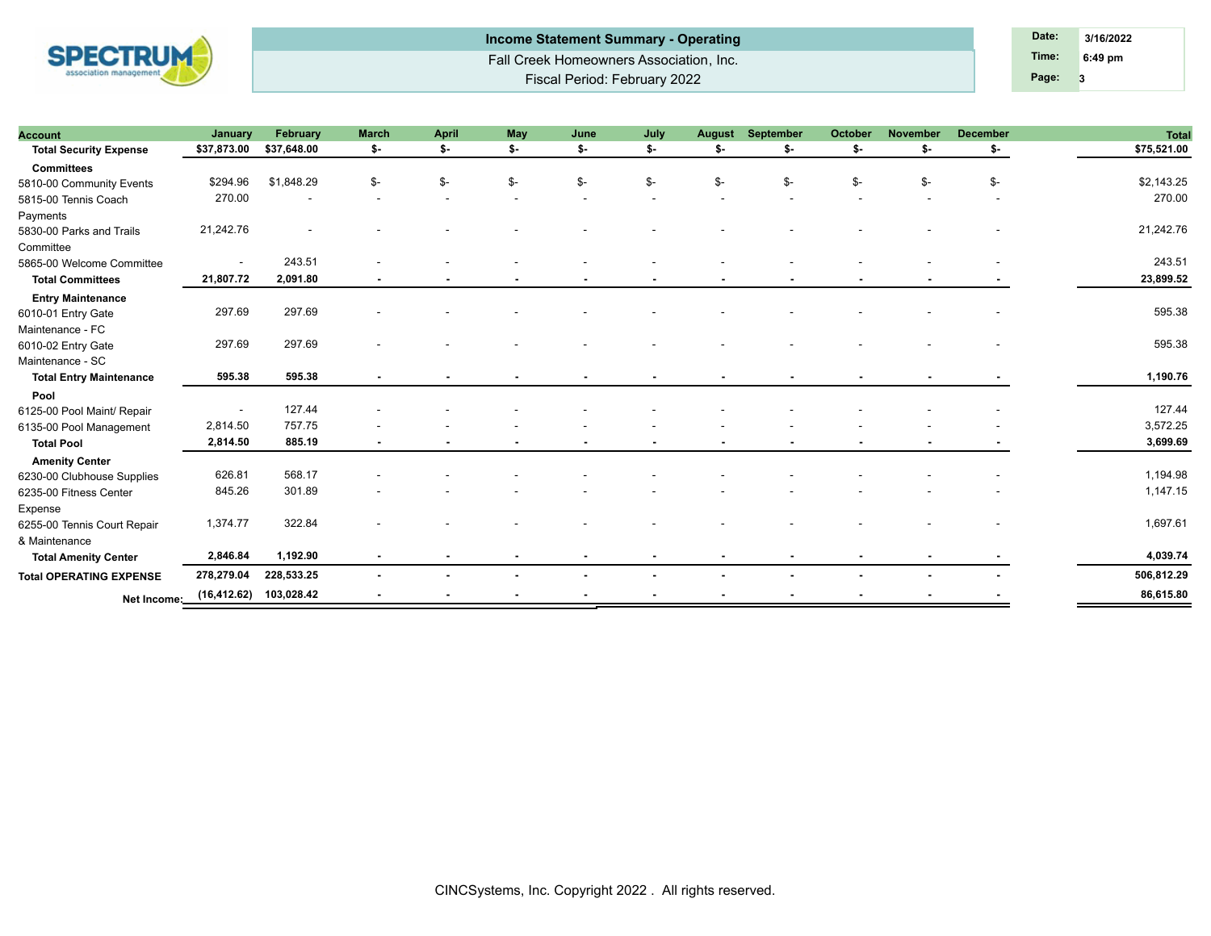**Income Statement Summary - Operating**

Fall Creek Homeowners Association, Inc.

Fiscal Period: February 2022

| Date: | 3/16/2022 |
|---|---|
| Time: | 6:49 pm |
| Page: | 3 |

| Account | January | February | March | April | May | June | July | August | September | October | November | December | Total |
|---|---|---|---|---|---|---|---|---|---|---|---|---|---|
| **Total Security Expense** | **$37,873.00** | **$37,648.00** | **$-** | **$-** | **$-** | **$-** | **$-** | **$-** | **$-** | **$-** | **$-** | **$-** | **$75,521.00** |
| **Committees** | | | | | | | | | | | | | |
| 5810-00 Community Events | $294.96 | $1,848.29 | $- | $- | $- | $- | $- | $- | $- | $- | $- | $- | $2,143.25 |
| 5815-00 Tennis Coach Payments | 270.00 | - | - | - | - | - | - | - | - | - | - | - | 270.00 |
| 5830-00 Parks and Trails Committee | 21,242.76 | - | - | - | - | - | - | - | - | - | - | - | 21,242.76 |
| 5865-00 Welcome Committee | - | 243.51 | - | - | - | - | - | - | - | - | - | - | 243.51 |
| **Total Committees** | **21,807.72** | **2,091.80** | **-** | **-** | **-** | **-** | **-** | **-** | **-** | **-** | **-** | **-** | **23,899.52** |
| **Entry Maintenance** | | | | | | | | | | | | | |
| 6010-01 Entry Gate Maintenance - FC | 297.69 | 297.69 | - | - | - | - | - | - | - | - | - | - | 595.38 |
| 6010-02 Entry Gate Maintenance - SC | 297.69 | 297.69 | - | - | - | - | - | - | - | - | - | - | 595.38 |
| **Total Entry Maintenance** | **595.38** | **595.38** | **-** | **-** | **-** | **-** | **-** | **-** | **-** | **-** | **-** | **-** | **1,190.76** |
| **Pool** | | | | | | | | | | | | | |
| 6125-00 Pool Maint/ Repair | - | 127.44 | - | - | - | - | - | - | - | - | - | - | 127.44 |
| 6135-00 Pool Management | 2,814.50 | 757.75 | - | - | - | - | - | - | - | - | - | - | 3,572.25 |
| **Total Pool** | **2,814.50** | **885.19** | **-** | **-** | **-** | **-** | **-** | **-** | **-** | **-** | **-** | **-** | **3,699.69** |
| **Amenity Center** | | | | | | | | | | | | | |
| 6230-00 Clubhouse Supplies | 626.81 | 568.17 | - | - | - | - | - | - | - | - | - | - | 1,194.98 |
| 6235-00 Fitness Center Expense | 845.26 | 301.89 | - | - | - | - | - | - | - | - | - | - | 1,147.15 |
| 6255-00 Tennis Court Repair & Maintenance | 1,374.77 | 322.84 | - | - | - | - | - | - | - | - | - | - | 1,697.61 |
| **Total Amenity Center** | **2,846.84** | **1,192.90** | **-** | **-** | **-** | **-** | **-** | **-** | **-** | **-** | **-** | **-** | **4,039.74** |
| **Total OPERATING EXPENSE** | **278,279.04** | **228,533.25** | **-** | **-** | **-** | **-** | **-** | **-** | **-** | **-** | **-** | **-** | **506,812.29** |
| **Net Income:** | **(16,412.62)** | **103,028.42** | **-** | **-** | **-** | **-** | **-** | **-** | **-** | **-** | **-** | **-** | **86,615.80** |

CINCSystems, Inc. Copyright 2022 . All rights reserved.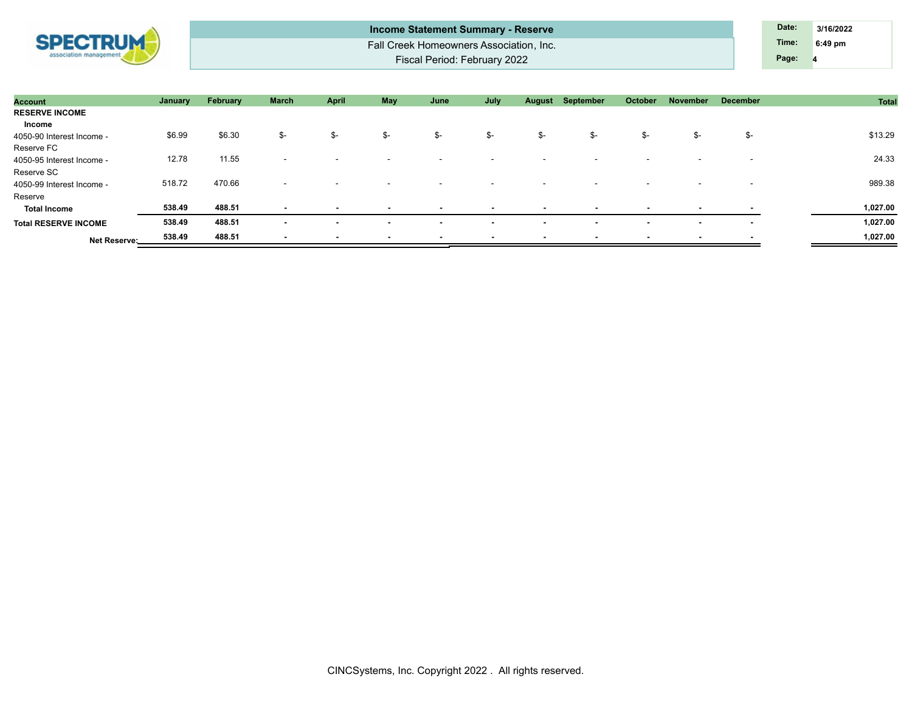**Income Statement Summary - Reserve**

Fall Creek Homeowners Association, Inc.

Fiscal Period: February 2022

| | |
|---|---|
| Date: | 3/16/2022 |
| Time: | 6:49 pm |
| Page: | 4 |

| Account | January | February | March | April | May | June | July | August | September | October | November | December | Total |
|---|---|---|---|---|---|---|---|---|---|---|---|---|---|
| **RESERVE INCOME** | | | | | | | | | | | | | |
| **Income** | | | | | | | | | | | | | |
| 4050-90 Interest Income - Reserve FC | $6.99 | $6.30 | $- | $- | $- | $- | $- | $- | $- | $- | $- | $- | $13.29 |
| 4050-95 Interest Income - Reserve SC | 12.78 | 11.55 | - | - | - | - | - | - | - | - | - | - | 24.33 |
| 4050-99 Interest Income - Reserve | 518.72 | 470.66 | - | - | - | - | - | - | - | - | - | - | 989.38 |
| **Total Income** | **538.49** | **488.51** | **-** | **-** | **-** | **-** | **-** | **-** | **-** | **-** | **-** | **-** | **1,027.00** |
| **Total RESERVE INCOME** | **538.49** | **488.51** | **-** | **-** | **-** | **-** | **-** | **-** | **-** | **-** | **-** | **-** | **1,027.00** |
| **Net Reserve:** | **538.49** | **488.51** | **-** | **-** | **-** | **-** | **-** | **-** | **-** | **-** | **-** | **-** | **1,027.00** |

CINCSystems, Inc. Copyright 2022 . All rights reserved.